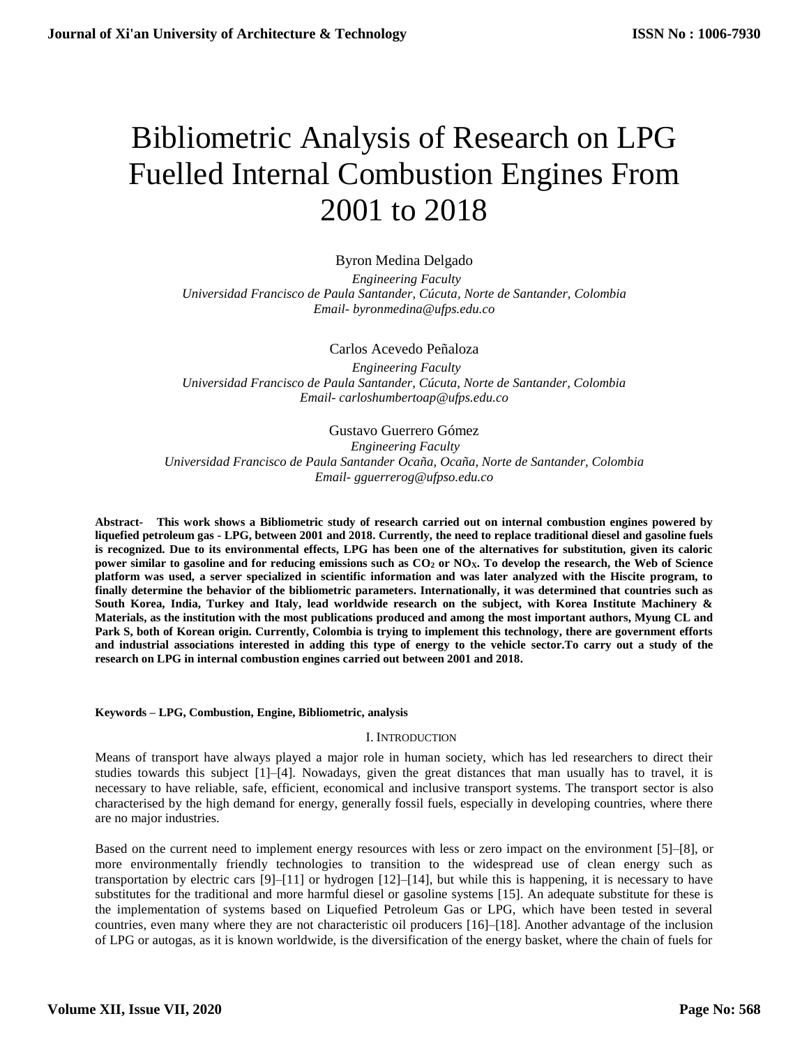# Bibliometric Analysis of Research on LPG Fuelled Internal Combustion Engines From 2001 to 2018

Byron Medina Delgado

*Engineering Faculty*
*Universidad Francisco de Paula Santander, Cúcuta, Norte de Santander, Colombia*
*Email- byronmedina@ufps.edu.co*

Carlos Acevedo Peñaloza

*Engineering Faculty*
*Universidad Francisco de Paula Santander, Cúcuta, Norte de Santander, Colombia*
*Email- carloshumbertoap@ufps.edu.co*

Gustavo Guerrero Gómez

*Engineering Faculty*
*Universidad Francisco de Paula Santander Ocaña, Ocaña, Norte de Santander, Colombia*
*Email- gguerrerog@ufpso.edu.co*

**Abstract- This work shows a Bibliometric study of research carried out on internal combustion engines powered by liquefied petroleum gas - LPG, between 2001 and 2018. Currently, the need to replace traditional diesel and gasoline fuels is recognized. Due to its environmental effects, LPG has been one of the alternatives for substitution, given its caloric power similar to gasoline and for reducing emissions such as $CO_2$ or $NO_X$. To develop the research, the Web of Science platform was used, a server specialized in scientific information and was later analyzed with the Hiscite program, to finally determine the behavior of the bibliometric parameters. Internationally, it was determined that countries such as South Korea, India, Turkey and Italy, lead worldwide research on the subject, with Korea Institute Machinery & Materials, as the institution with the most publications produced and among the most important authors, Myung CL and Park S, both of Korean origin. Currently, Colombia is trying to implement this technology, there are government efforts and industrial associations interested in adding this type of energy to the vehicle sector.To carry out a study of the research on LPG in internal combustion engines carried out between 2001 and 2018.**

**Keywords – LPG, Combustion, Engine, Bibliometric, analysis**

## I. Introduction

Means of transport have always played a major role in human society, which has led researchers to direct their studies towards this subject [1]–[4]. Nowadays, given the great distances that man usually has to travel, it is necessary to have reliable, safe, efficient, economical and inclusive transport systems. The transport sector is also characterised by the high demand for energy, generally fossil fuels, especially in developing countries, where there are no major industries.

Based on the current need to implement energy resources with less or zero impact on the environment [5]–[8], or more environmentally friendly technologies to transition to the widespread use of clean energy such as transportation by electric cars [9]–[11] or hydrogen [12]–[14], but while this is happening, it is necessary to have substitutes for the traditional and more harmful diesel or gasoline systems [15]. An adequate substitute for these is the implementation of systems based on Liquefied Petroleum Gas or LPG, which have been tested in several countries, even many where they are not characteristic oil producers [16]–[18]. Another advantage of the inclusion of LPG or autogas, as it is known worldwide, is the diversification of the energy basket, where the chain of fuels for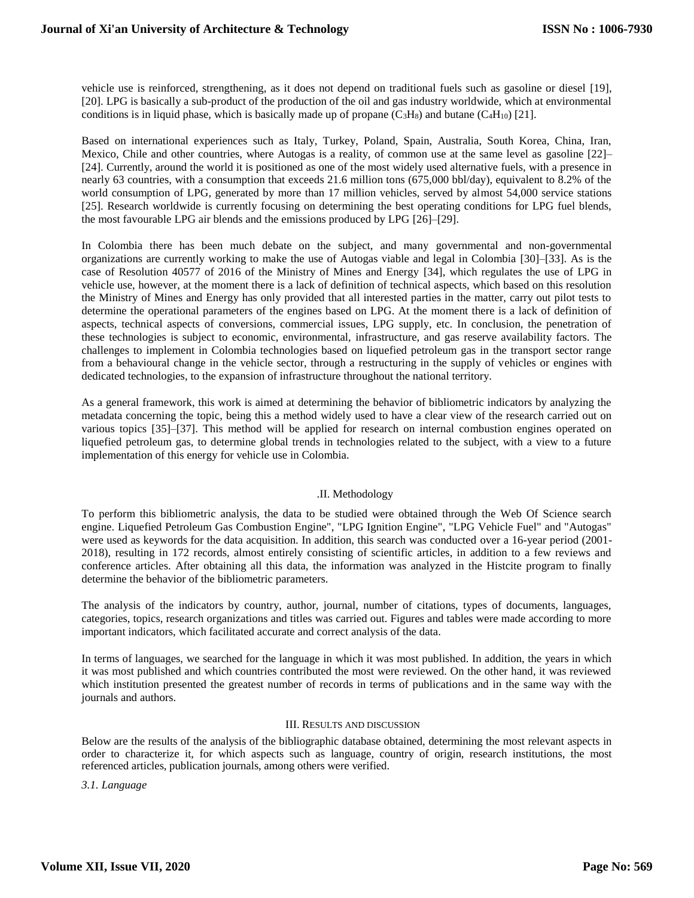vehicle use is reinforced, strengthening, as it does not depend on traditional fuels such as gasoline or diesel [19], [20]. LPG is basically a sub-product of the production of the oil and gas industry worldwide, which at environmental conditions is in liquid phase, which is basically made up of propane ($C_3H_8$) and butane ($C_4H_{10}$) [21].

Based on international experiences such as Italy, Turkey, Poland, Spain, Australia, South Korea, China, Iran, Mexico, Chile and other countries, where Autogas is a reality, of common use at the same level as gasoline [22]–[24]. Currently, around the world it is positioned as one of the most widely used alternative fuels, with a presence in nearly 63 countries, with a consumption that exceeds 21.6 million tons (675,000 bbl/day), equivalent to 8.2% of the world consumption of LPG, generated by more than 17 million vehicles, served by almost 54,000 service stations [25]. Research worldwide is currently focusing on determining the best operating conditions for LPG fuel blends, the most favourable LPG air blends and the emissions produced by LPG [26]–[29].

In Colombia there has been much debate on the subject, and many governmental and non-governmental organizations are currently working to make the use of Autogas viable and legal in Colombia [30]–[33]. As is the case of Resolution 40577 of 2016 of the Ministry of Mines and Energy [34], which regulates the use of LPG in vehicle use, however, at the moment there is a lack of definition of technical aspects, which based on this resolution the Ministry of Mines and Energy has only provided that all interested parties in the matter, carry out pilot tests to determine the operational parameters of the engines based on LPG. At the moment there is a lack of definition of aspects, technical aspects of conversions, commercial issues, LPG supply, etc. In conclusion, the penetration of these technologies is subject to economic, environmental, infrastructure, and gas reserve availability factors. The challenges to implement in Colombia technologies based on liquefied petroleum gas in the transport sector range from a behavioural change in the vehicle sector, through a restructuring in the supply of vehicles or engines with dedicated technologies, to the expansion of infrastructure throughout the national territory.

As a general framework, this work is aimed at determining the behavior of bibliometric indicators by analyzing the metadata concerning the topic, being this a method widely used to have a clear view of the research carried out on various topics [35]–[37]. This method will be applied for research on internal combustion engines operated on liquefied petroleum gas, to determine global trends in technologies related to the subject, with a view to a future implementation of this energy for vehicle use in Colombia.

## .II. Methodology

To perform this bibliometric analysis, the data to be studied were obtained through the Web Of Science search engine. Liquefied Petroleum Gas Combustion Engine", "LPG Ignition Engine", "LPG Vehicle Fuel" and "Autogas" were used as keywords for the data acquisition. In addition, this search was conducted over a 16-year period (2001-2018), resulting in 172 records, almost entirely consisting of scientific articles, in addition to a few reviews and conference articles. After obtaining all this data, the information was analyzed in the Histcite program to finally determine the behavior of the bibliometric parameters.

The analysis of the indicators by country, author, journal, number of citations, types of documents, languages, categories, topics, research organizations and titles was carried out. Figures and tables were made according to more important indicators, which facilitated accurate and correct analysis of the data.

In terms of languages, we searched for the language in which it was most published. In addition, the years in which it was most published and which countries contributed the most were reviewed. On the other hand, it was reviewed which institution presented the greatest number of records in terms of publications and in the same way with the journals and authors.

## III. Results and discussion

Below are the results of the analysis of the bibliographic database obtained, determining the most relevant aspects in order to characterize it, for which aspects such as language, country of origin, research institutions, the most referenced articles, publication journals, among others were verified.

### *3.1. Language*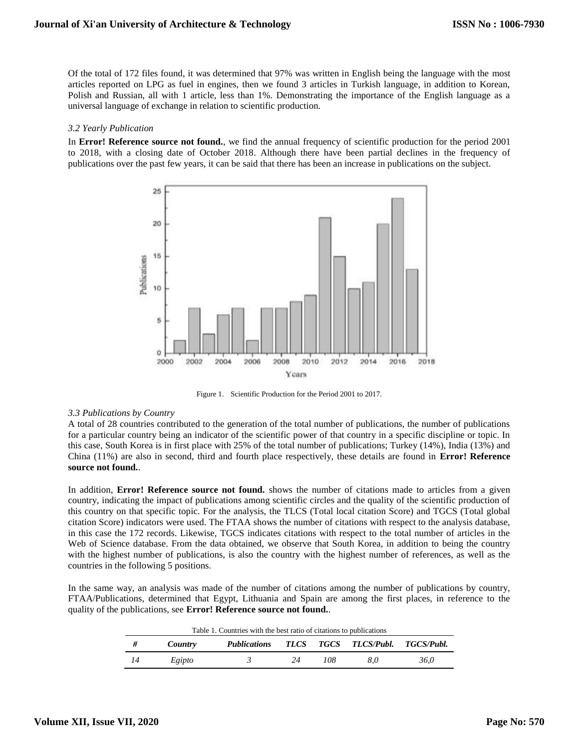Of the total of 172 files found, it was determined that 97% was written in English being the language with the most articles reported on LPG as fuel in engines, then we found 3 articles in Turkish language, in addition to Korean, Polish and Russian, all with 1 article, less than 1%. Demonstrating the importance of the English language as a universal language of exchange in relation to scientific production.

### *3.2 Yearly Publication*

In **Error! Reference source not found.**, we find the annual frequency of scientific production for the period 2001 to 2018, with a closing date of October 2018. Although there have been partial declines in the frequency of publications over the past few years, it can be said that there has been an increase in publications on the subject.

Figure 1. Scientific Production for the Period 2001 to 2017.

### *3.3 Publications by Country*

A total of 28 countries contributed to the generation of the total number of publications, the number of publications for a particular country being an indicator of the scientific power of that country in a specific discipline or topic. In this case, South Korea is in first place with 25% of the total number of publications; Turkey (14%), India (13%) and China (11%) are also in second, third and fourth place respectively, these details are found in **Error! Reference source not found.**.

In addition, **Error! Reference source not found.** shows the number of citations made to articles from a given country, indicating the impact of publications among scientific circles and the quality of the scientific production of this country on that specific topic. For the analysis, the TLCS (Total local citation Score) and TGCS (Total global citation Score) indicators were used. The FTAA shows the number of citations with respect to the analysis database, in this case the 172 records. Likewise, TGCS indicates citations with respect to the total number of articles in the Web of Science database. From the data obtained, we observe that South Korea, in addition to being the country with the highest number of publications, is also the country with the highest number of references, as well as the countries in the following 5 positions.

In the same way, an analysis was made of the number of citations among the number of publications by country, FTAA/Publications, determined that Egypt, Lithuania and Spain are among the first places, in reference to the quality of the publications, see **Error! Reference source not found.**.

Table 1. Countries with the best ratio of citations to publications

| # | Country | Publications | TLCS | TGCS | TLCS/Publ. | TGCS/Publ. |
|---|---|---|---|---|---|---|
| 14 | Egipto | 3 | 24 | 108 | 8,0 | 36,0 |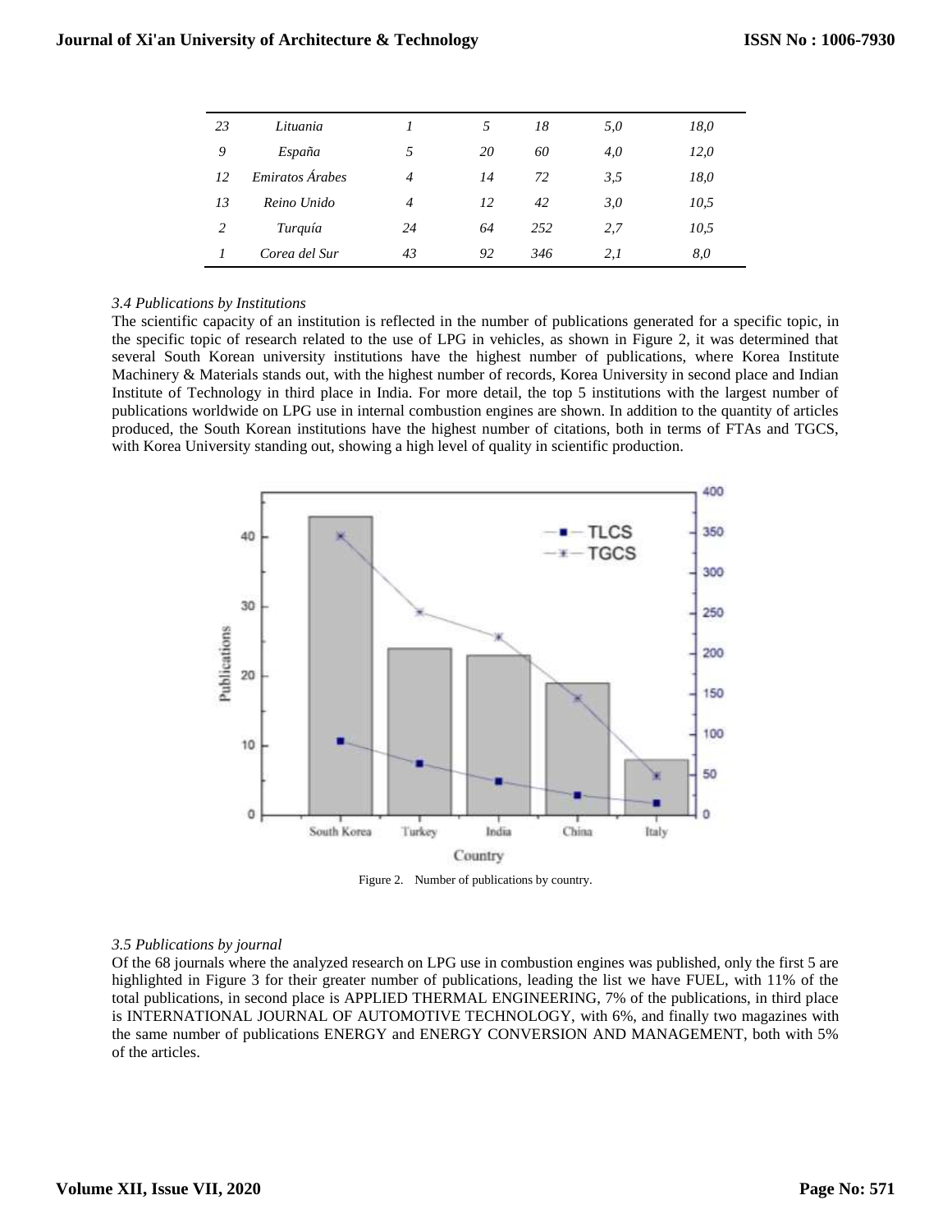| | | | | | | |
|---|---|---|---|---|---|---|
| *23* | *Lituania* | *1* | *5* | *18* | *5,0* | *18,0* |
| *9* | *España* | *5* | *20* | *60* | *4,0* | *12,0* |
| *12* | *Emiratos Árabes* | *4* | *14* | *72* | *3,5* | *18,0* |
| *13* | *Reino Unido* | *4* | *12* | *42* | *3,0* | *10,5* |
| *2* | *Turquía* | *24* | *64* | *252* | *2,7* | *10,5* |
| *1* | *Corea del Sur* | *43* | *92* | *346* | *2,1* | *8,0* |

### *3.4 Publications by Institutions*

The scientific capacity of an institution is reflected in the number of publications generated for a specific topic, in the specific topic of research related to the use of LPG in vehicles, as shown in Figure 2, it was determined that several South Korean university institutions have the highest number of publications, where Korea Institute Machinery & Materials stands out, with the highest number of records, Korea University in second place and Indian Institute of Technology in third place in India. For more detail, the top 5 institutions with the largest number of publications worldwide on LPG use in internal combustion engines are shown. In addition to the quantity of articles produced, the South Korean institutions have the highest number of citations, both in terms of FTAs and TGCS, with Korea University standing out, showing a high level of quality in scientific production.

Figure 2. Number of publications by country.

### *3.5 Publications by journal*

Of the 68 journals where the analyzed research on LPG use in combustion engines was published, only the first 5 are highlighted in Figure 3 for their greater number of publications, leading the list we have FUEL, with 11% of the total publications, in second place is APPLIED THERMAL ENGINEERING, 7% of the publications, in third place is INTERNATIONAL JOURNAL OF AUTOMOTIVE TECHNOLOGY, with 6%, and finally two magazines with the same number of publications ENERGY and ENERGY CONVERSION AND MANAGEMENT, both with 5% of the articles.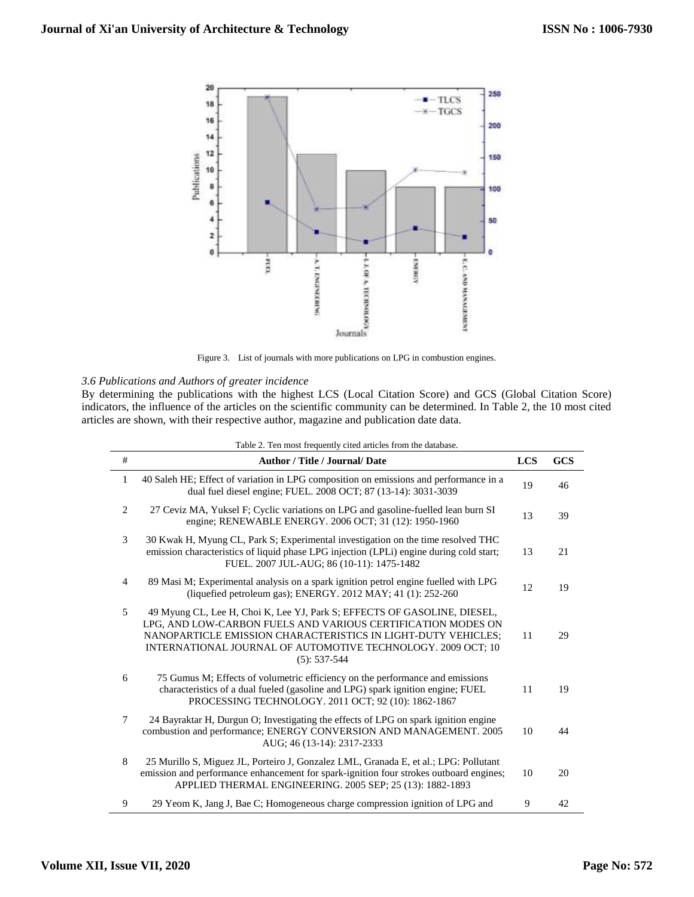Figure 3. List of journals with more publications on LPG in combustion engines.

### *3.6 Publications and Authors of greater incidence*

By determining the publications with the highest LCS (Local Citation Score) and GCS (Global Citation Score) indicators, the influence of the articles on the scientific community can be determined. In Table 2, the 10 most cited articles are shown, with their respective author, magazine and publication date data.

Table 2. Ten most frequently cited articles from the database.

| # | Author / Title / Journal/ Date | LCS | GCS |
|---|---|---|---|
| 1 | 40 Saleh HE; Effect of variation in LPG composition on emissions and performance in a dual fuel diesel engine; FUEL. 2008 OCT; 87 (13-14): 3031-3039 | 19 | 46 |
| 2 | 27 Ceviz MA, Yuksel F; Cyclic variations on LPG and gasoline-fuelled lean burn SI engine; RENEWABLE ENERGY. 2006 OCT; 31 (12): 1950-1960 | 13 | 39 |
| 3 | 30 Kwak H, Myung CL, Park S; Experimental investigation on the time resolved THC emission characteristics of liquid phase LPG injection (LPLi) engine during cold start; FUEL. 2007 JUL-AUG; 86 (10-11): 1475-1482 | 13 | 21 |
| 4 | 89 Masi M; Experimental analysis on a spark ignition petrol engine fuelled with LPG (liquefied petroleum gas); ENERGY. 2012 MAY; 41 (1): 252-260 | 12 | 19 |
| 5 | 49 Myung CL, Lee H, Choi K, Lee YJ, Park S; EFFECTS OF GASOLINE, DIESEL, LPG, AND LOW-CARBON FUELS AND VARIOUS CERTIFICATION MODES ON NANOPARTICLE EMISSION CHARACTERISTICS IN LIGHT-DUTY VEHICLES; INTERNATIONAL JOURNAL OF AUTOMOTIVE TECHNOLOGY. 2009 OCT; 10 (5): 537-544 | 11 | 29 |
| 6 | 75 Gumus M; Effects of volumetric efficiency on the performance and emissions characteristics of a dual fueled (gasoline and LPG) spark ignition engine; FUEL PROCESSING TECHNOLOGY. 2011 OCT; 92 (10): 1862-1867 | 11 | 19 |
| 7 | 24 Bayraktar H, Durgun O; Investigating the effects of LPG on spark ignition engine combustion and performance; ENERGY CONVERSION AND MANAGEMENT. 2005 AUG; 46 (13-14): 2317-2333 | 10 | 44 |
| 8 | 25 Murillo S, Miguez JL, Porteiro J, Gonzalez LML, Granada E, et al.; LPG: Pollutant emission and performance enhancement for spark-ignition four strokes outboard engines; APPLIED THERMAL ENGINEERING. 2005 SEP; 25 (13): 1882-1893 | 10 | 20 |
| 9 | 29 Yeom K, Jang J, Bae C; Homogeneous charge compression ignition of LPG and | 9 | 42 |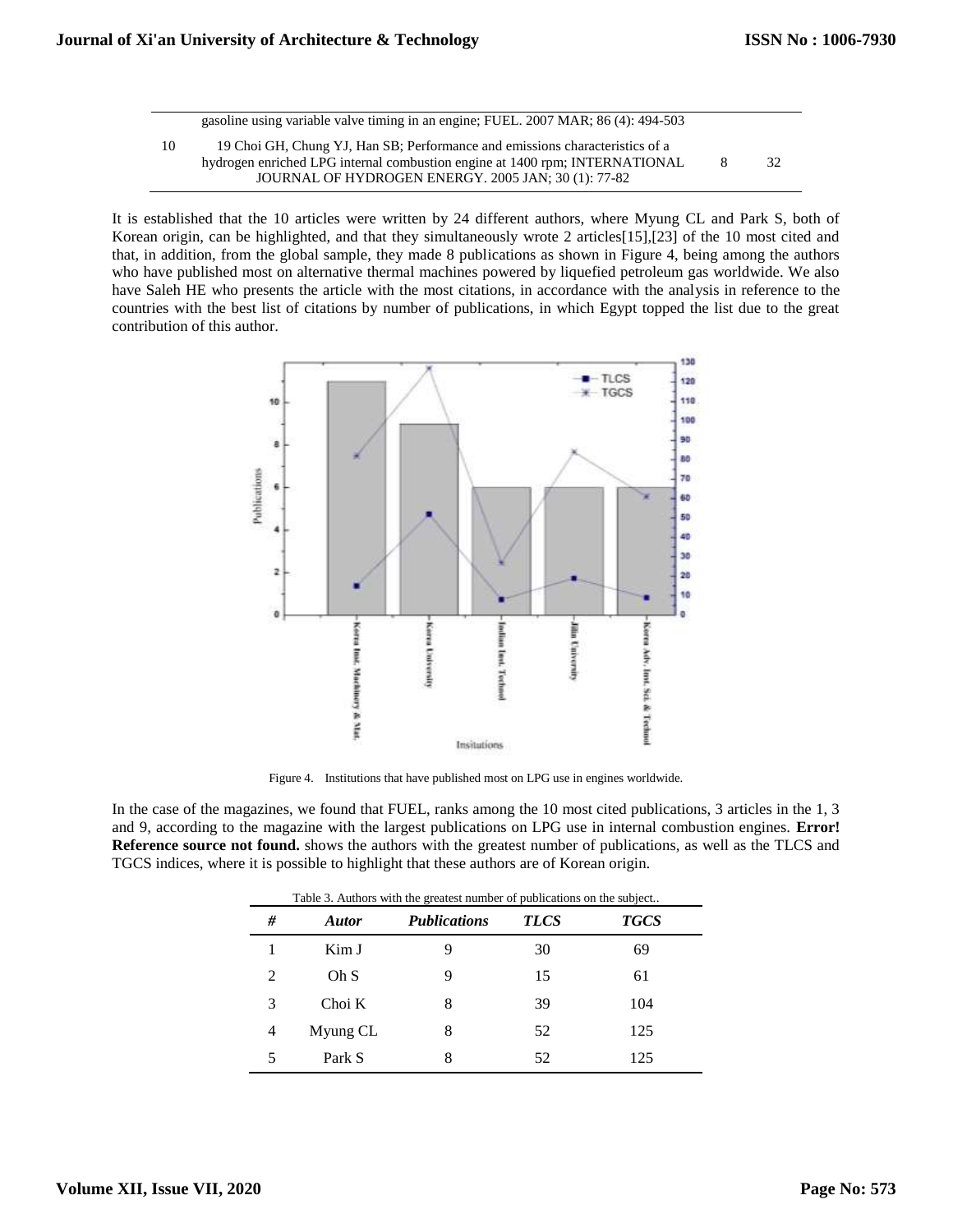| | | | |
|---|---|---|---|
| | gasoline using variable valve timing in an engine; FUEL. 2007 MAR; 86 (4): 494-503 | | |
| 10 | 19 Choi GH, Chung YJ, Han SB; Performance and emissions characteristics of a hydrogen enriched LPG internal combustion engine at 1400 rpm; INTERNATIONAL JOURNAL OF HYDROGEN ENERGY. 2005 JAN; 30 (1): 77-82 | 8 | 32 |

It is established that the 10 articles were written by 24 different authors, where Myung CL and Park S, both of Korean origin, can be highlighted, and that they simultaneously wrote 2 articles[15],[23] of the 10 most cited and that, in addition, from the global sample, they made 8 publications as shown in Figure 4, being among the authors who have published most on alternative thermal machines powered by liquefied petroleum gas worldwide. We also have Saleh HE who presents the article with the most citations, in accordance with the analysis in reference to the countries with the best list of citations by number of publications, in which Egypt topped the list due to the great contribution of this author.

Figure 4. Institutions that have published most on LPG use in engines worldwide.

In the case of the magazines, we found that FUEL, ranks among the 10 most cited publications, 3 articles in the 1, 3 and 9, according to the magazine with the largest publications on LPG use in internal combustion engines. **Error! Reference source not found.** shows the authors with the greatest number of publications, as well as the TLCS and TGCS indices, where it is possible to highlight that these authors are of Korean origin.

Table 3. Authors with the greatest number of publications on the subject..

| # | Autor | Publications | TLCS | TGCS |
|---|---|---|---|---|
| 1 | Kim J | 9 | 30 | 69 |
| 2 | Oh S | 9 | 15 | 61 |
| 3 | Choi K | 8 | 39 | 104 |
| 4 | Myung CL | 8 | 52 | 125 |
| 5 | Park S | 8 | 52 | 125 |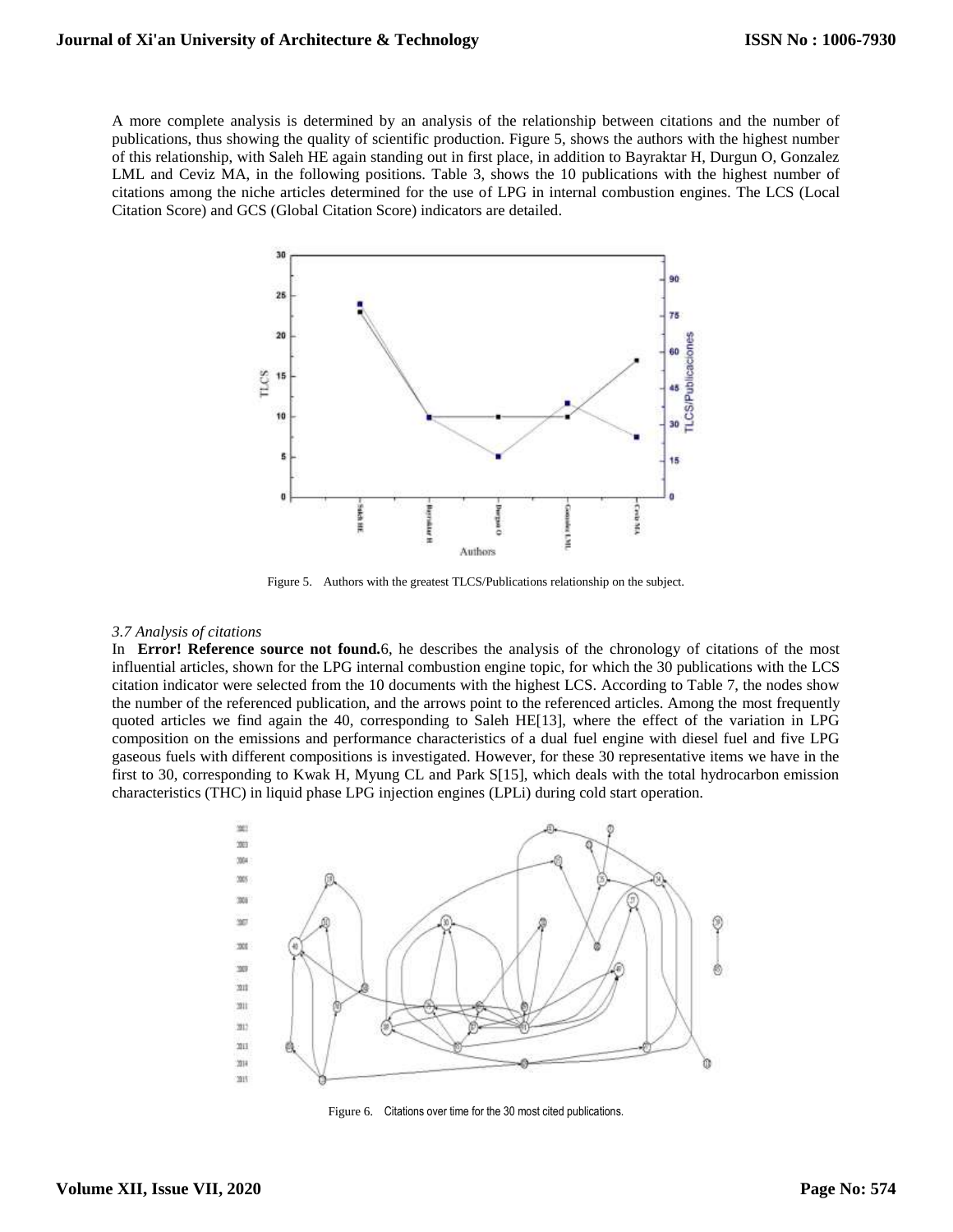A more complete analysis is determined by an analysis of the relationship between citations and the number of publications, thus showing the quality of scientific production. Figure 5, shows the authors with the highest number of this relationship, with Saleh HE again standing out in first place, in addition to Bayraktar H, Durgun O, Gonzalez LML and Ceviz MA, in the following positions. Table 3, shows the 10 publications with the highest number of citations among the niche articles determined for the use of LPG in internal combustion engines. The LCS (Local Citation Score) and GCS (Global Citation Score) indicators are detailed.

Figure 5. Authors with the greatest TLCS/Publications relationship on the subject.

*3.7 Analysis of citations*

In **Error! Reference source not found.**6, he describes the analysis of the chronology of citations of the most influential articles, shown for the LPG internal combustion engine topic, for which the 30 publications with the LCS citation indicator were selected from the 10 documents with the highest LCS. According to Table 7, the nodes show the number of the referenced publication, and the arrows point to the referenced articles. Among the most frequently quoted articles we find again the 40, corresponding to Saleh HE[13], where the effect of the variation in LPG composition on the emissions and performance characteristics of a dual fuel engine with diesel fuel and five LPG gaseous fuels with different compositions is investigated. However, for these 30 representative items we have in the first to 30, corresponding to Kwak H, Myung CL and Park S[15], which deals with the total hydrocarbon emission characteristics (THC) in liquid phase LPG injection engines (LPLi) during cold start operation.

Figure 6. Citations over time for the 30 most cited publications.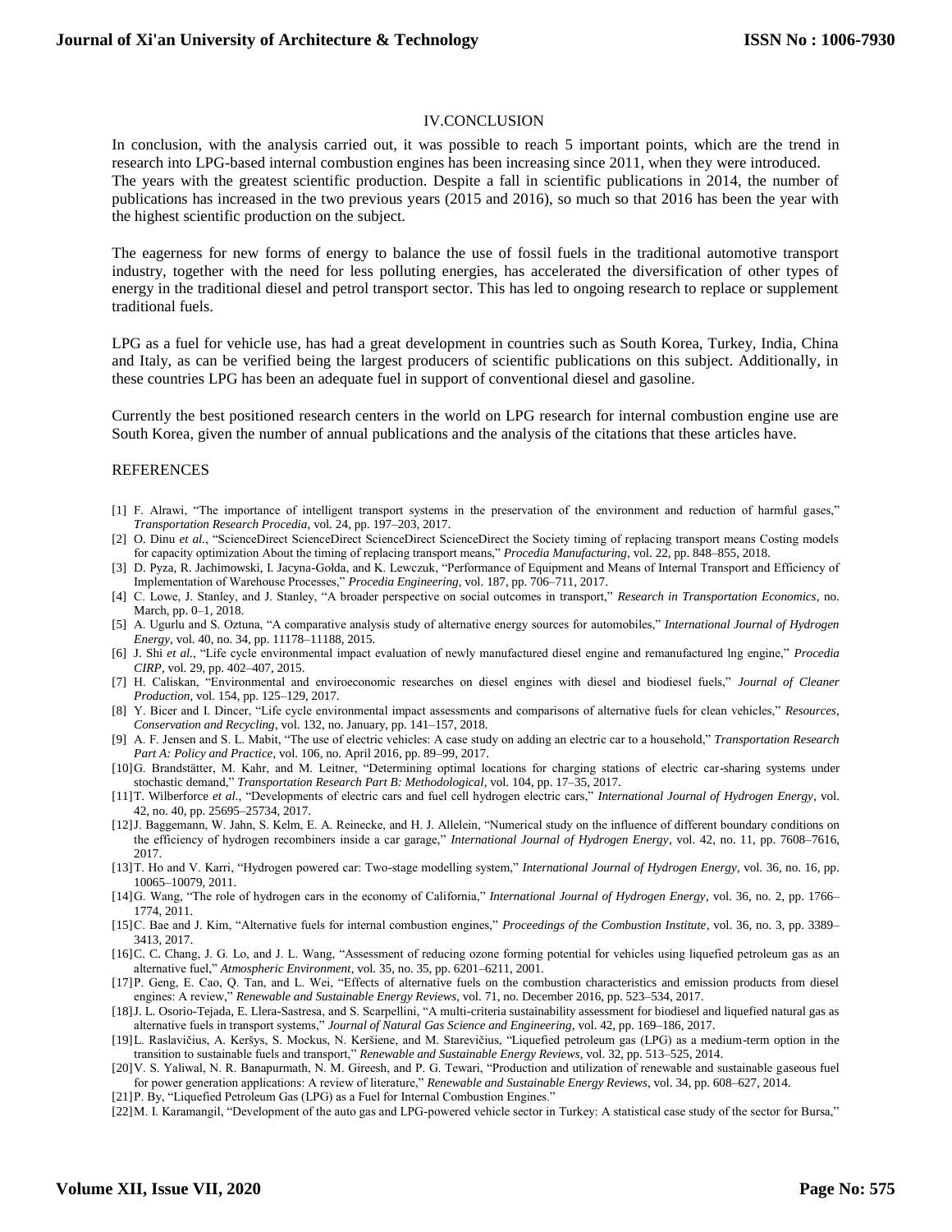## IV.CONCLUSION

In conclusion, with the analysis carried out, it was possible to reach 5 important points, which are the trend in research into LPG-based internal combustion engines has been increasing since 2011, when they were introduced. The years with the greatest scientific production. Despite a fall in scientific publications in 2014, the number of publications has increased in the two previous years (2015 and 2016), so much so that 2016 has been the year with the highest scientific production on the subject.

The eagerness for new forms of energy to balance the use of fossil fuels in the traditional automotive transport industry, together with the need for less polluting energies, has accelerated the diversification of other types of energy in the traditional diesel and petrol transport sector. This has led to ongoing research to replace or supplement traditional fuels.

LPG as a fuel for vehicle use, has had a great development in countries such as South Korea, Turkey, India, China and Italy, as can be verified being the largest producers of scientific publications on this subject. Additionally, in these countries LPG has been an adequate fuel in support of conventional diesel and gasoline.

Currently the best positioned research centers in the world on LPG research for internal combustion engine use are South Korea, given the number of annual publications and the analysis of the citations that these articles have.

## REFERENCES

[1] F. Alrawi, "The importance of intelligent transport systems in the preservation of the environment and reduction of harmful gases," *Transportation Research Procedia*, vol. 24, pp. 197–203, 2017.

[2] O. Dinu *et al.*, "ScienceDirect ScienceDirect ScienceDirect ScienceDirect the Society timing of replacing transport means Costing models for capacity optimization About the timing of replacing transport means," *Procedia Manufacturing*, vol. 22, pp. 848–855, 2018.

[3] D. Pyza, R. Jachimowski, I. Jacyna-Gołda, and K. Lewczuk, "Performance of Equipment and Means of Internal Transport and Efficiency of Implementation of Warehouse Processes," *Procedia Engineering*, vol. 187, pp. 706–711, 2017.

[4] C. Lowe, J. Stanley, and J. Stanley, "A broader perspective on social outcomes in transport," *Research in Transportation Economics*, no. March, pp. 0–1, 2018.

[5] A. Ugurlu and S. Oztuna, "A comparative analysis study of alternative energy sources for automobiles," *International Journal of Hydrogen Energy*, vol. 40, no. 34, pp. 11178–11188, 2015.

[6] J. Shi *et al.*, "Life cycle environmental impact evaluation of newly manufactured diesel engine and remanufactured lng engine," *Procedia CIRP*, vol. 29, pp. 402–407, 2015.

[7] H. Caliskan, "Environmental and enviroeconomic researches on diesel engines with diesel and biodiesel fuels," *Journal of Cleaner Production*, vol. 154, pp. 125–129, 2017.

[8] Y. Bicer and I. Dincer, "Life cycle environmental impact assessments and comparisons of alternative fuels for clean vehicles," *Resources, Conservation and Recycling*, vol. 132, no. January, pp. 141–157, 2018.

[9] A. F. Jensen and S. L. Mabit, "The use of electric vehicles: A case study on adding an electric car to a household," *Transportation Research Part A: Policy and Practice*, vol. 106, no. April 2016, pp. 89–99, 2017.

[10] G. Brandstätter, M. Kahr, and M. Leitner, "Determining optimal locations for charging stations of electric car-sharing systems under stochastic demand," *Transportation Research Part B: Methodological*, vol. 104, pp. 17–35, 2017.

[11] T. Wilberforce *et al.*, "Developments of electric cars and fuel cell hydrogen electric cars," *International Journal of Hydrogen Energy*, vol. 42, no. 40, pp. 25695–25734, 2017.

[12] J. Baggemann, W. Jahn, S. Kelm, E. A. Reinecke, and H. J. Allelein, "Numerical study on the influence of different boundary conditions on the efficiency of hydrogen recombiners inside a car garage," *International Journal of Hydrogen Energy*, vol. 42, no. 11, pp. 7608–7616, 2017.

[13] T. Ho and V. Karri, "Hydrogen powered car: Two-stage modelling system," *International Journal of Hydrogen Energy*, vol. 36, no. 16, pp. 10065–10079, 2011.

[14] G. Wang, "The role of hydrogen cars in the economy of California," *International Journal of Hydrogen Energy*, vol. 36, no. 2, pp. 1766–1774, 2011.

[15] C. Bae and J. Kim, "Alternative fuels for internal combustion engines," *Proceedings of the Combustion Institute*, vol. 36, no. 3, pp. 3389–3413, 2017.

[16] C. C. Chang, J. G. Lo, and J. L. Wang, "Assessment of reducing ozone forming potential for vehicles using liquefied petroleum gas as an alternative fuel," *Atmospheric Environment*, vol. 35, no. 35, pp. 6201–6211, 2001.

[17] P. Geng, E. Cao, Q. Tan, and L. Wei, "Effects of alternative fuels on the combustion characteristics and emission products from diesel engines: A review," *Renewable and Sustainable Energy Reviews*, vol. 71, no. December 2016, pp. 523–534, 2017.

[18] J. L. Osorio-Tejada, E. Llera-Sastresa, and S. Scarpellini, "A multi-criteria sustainability assessment for biodiesel and liquefied natural gas as alternative fuels in transport systems," *Journal of Natural Gas Science and Engineering*, vol. 42, pp. 169–186, 2017.

[19] L. Raslavičius, A. Keršys, S. Mockus, N. Keršiene, and M. Starevičius, "Liquefied petroleum gas (LPG) as a medium-term option in the transition to sustainable fuels and transport," *Renewable and Sustainable Energy Reviews*, vol. 32, pp. 513–525, 2014.

[20] V. S. Yaliwal, N. R. Banapurmath, N. M. Gireesh, and P. G. Tewari, "Production and utilization of renewable and sustainable gaseous fuel for power generation applications: A review of literature," *Renewable and Sustainable Energy Reviews*, vol. 34, pp. 608–627, 2014.

[21] P. By, "Liquefied Petroleum Gas (LPG) as a Fuel for Internal Combustion Engines."

[22] M. I. Karamangil, "Development of the auto gas and LPG-powered vehicle sector in Turkey: A statistical case study of the sector for Bursa,"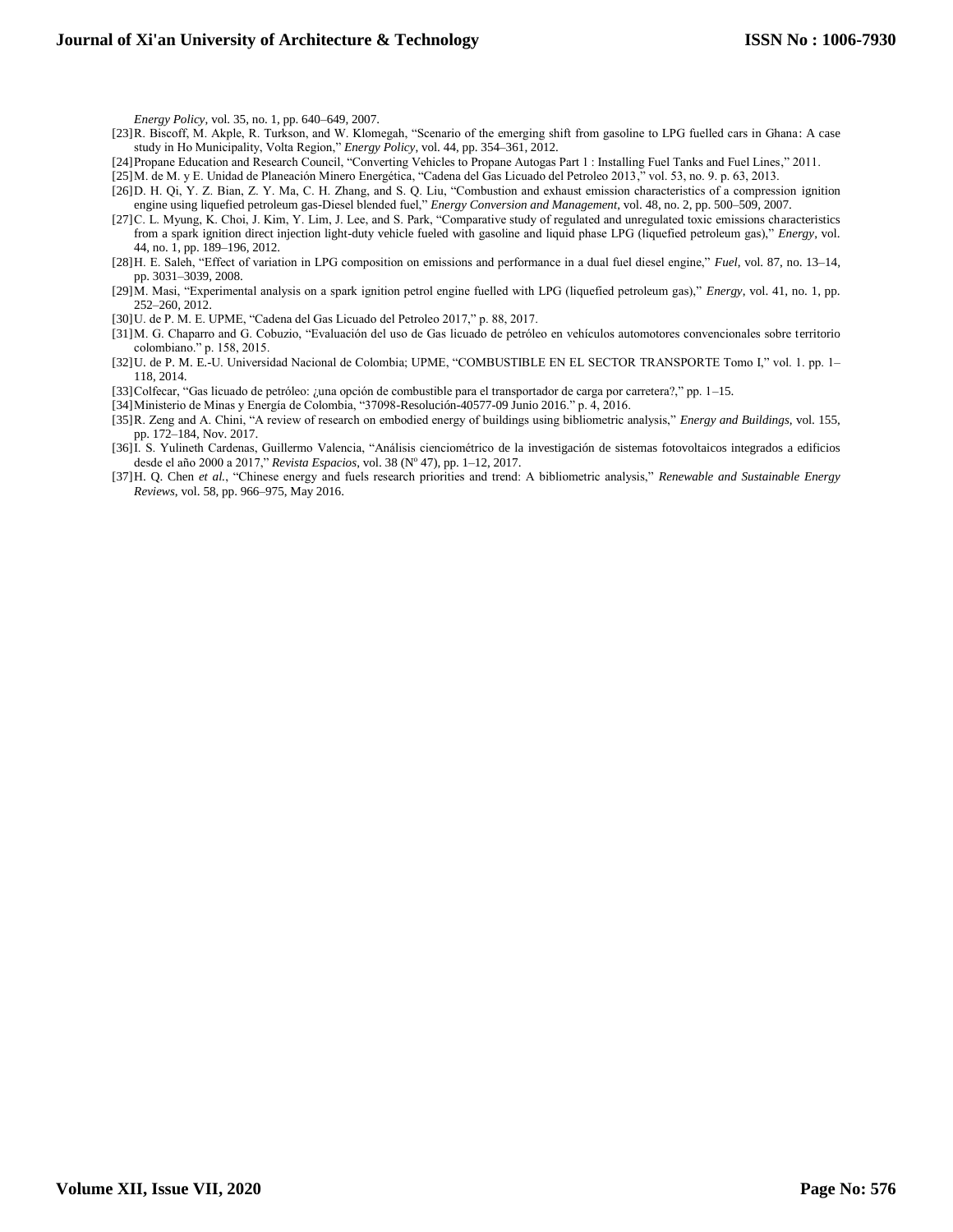*Energy Policy*, vol. 35, no. 1, pp. 640–649, 2007.

[23] R. Biscoff, M. Akple, R. Turkson, and W. Klomegah, "Scenario of the emerging shift from gasoline to LPG fuelled cars in Ghana: A case study in Ho Municipality, Volta Region," *Energy Policy*, vol. 44, pp. 354–361, 2012.

[24] Propane Education and Research Council, "Converting Vehicles to Propane Autogas Part 1 : Installing Fuel Tanks and Fuel Lines," 2011.

[25] M. de M. y E. Unidad de Planeación Minero Energética, "Cadena del Gas Licuado del Petroleo 2013," vol. 53, no. 9. p. 63, 2013.

[26] D. H. Qi, Y. Z. Bian, Z. Y. Ma, C. H. Zhang, and S. Q. Liu, "Combustion and exhaust emission characteristics of a compression ignition engine using liquefied petroleum gas-Diesel blended fuel," *Energy Conversion and Management*, vol. 48, no. 2, pp. 500–509, 2007.

[27] C. L. Myung, K. Choi, J. Kim, Y. Lim, J. Lee, and S. Park, "Comparative study of regulated and unregulated toxic emissions characteristics from a spark ignition direct injection light-duty vehicle fueled with gasoline and liquid phase LPG (liquefied petroleum gas)," *Energy*, vol. 44, no. 1, pp. 189–196, 2012.

[28] H. E. Saleh, "Effect of variation in LPG composition on emissions and performance in a dual fuel diesel engine," *Fuel*, vol. 87, no. 13–14, pp. 3031–3039, 2008.

[29] M. Masi, "Experimental analysis on a spark ignition petrol engine fuelled with LPG (liquefied petroleum gas)," *Energy*, vol. 41, no. 1, pp. 252–260, 2012.

[30] U. de P. M. E. UPME, "Cadena del Gas Licuado del Petroleo 2017," p. 88, 2017.

[31] M. G. Chaparro and G. Cobuzio, "Evaluación del uso de Gas licuado de petróleo en vehículos automotores convencionales sobre territorio colombiano." p. 158, 2015.

[32] U. de P. M. E.-U. Universidad Nacional de Colombia; UPME, "COMBUSTIBLE EN EL SECTOR TRANSPORTE Tomo I," vol. 1. pp. 1–118, 2014.

[33] Colfecar, "Gas licuado de petróleo: ¿una opción de combustible para el transportador de carga por carretera?," pp. 1–15.

[34] Ministerio de Minas y Energía de Colombia, "37098-Resolución-40577-09 Junio 2016." p. 4, 2016.

[35] R. Zeng and A. Chini, "A review of research on embodied energy of buildings using bibliometric analysis," *Energy and Buildings*, vol. 155, pp. 172–184, Nov. 2017.

[36] I. S. Yulineth Cardenas, Guillermo Valencia, "Análisis cienciométrico de la investigación de sistemas fotovoltaicos integrados a edificios desde el año 2000 a 2017," *Revista Espacios*, vol. 38 (Nº 47), pp. 1–12, 2017.

[37] H. Q. Chen *et al.*, "Chinese energy and fuels research priorities and trend: A bibliometric analysis," *Renewable and Sustainable Energy Reviews*, vol. 58, pp. 966–975, May 2016.